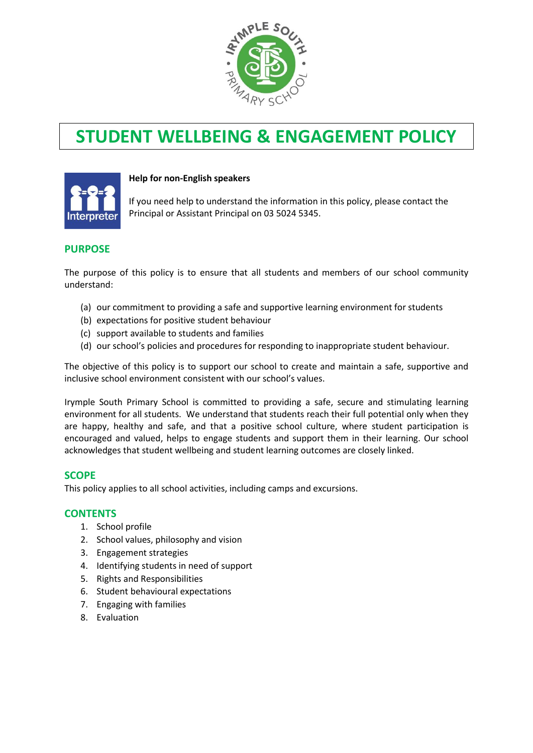# STUDENT WELLBEING & ENGAGEMENT POLICY

**Help for non-English speakers**

If you need help to understand the information in this policy, please contact the Principal or Assistant Principal on 03 5024 5345.

## PURPOSE

The purpose of this policy is to ensure that all students and members of our school community understand:

(a) our commitment to providing a safe and supportive learning environment for students
(b) expectations for positive student behaviour
(c) support available to students and families
(d) our school's policies and procedures for responding to inappropriate student behaviour.

The objective of this policy is to support our school to create and maintain a safe, supportive and inclusive school environment consistent with our school's values.

Irymple South Primary School is committed to providing a safe, secure and stimulating learning environment for all students. We understand that students reach their full potential only when they are happy, healthy and safe, and that a positive school culture, where student participation is encouraged and valued, helps to engage students and support them in their learning. Our school acknowledges that student wellbeing and student learning outcomes are closely linked.

## SCOPE

This policy applies to all school activities, including camps and excursions.

## CONTENTS

1. School profile
2. School values, philosophy and vision
3. Engagement strategies
4. Identifying students in need of support
5. Rights and Responsibilities
6. Student behavioural expectations
7. Engaging with families
8. Evaluation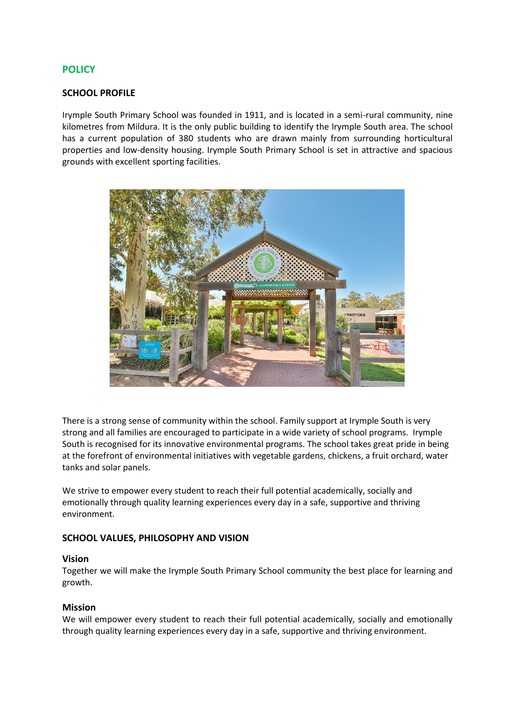## POLICY

### SCHOOL PROFILE

Irymple South Primary School was founded in 1911, and is located in a semi-rural community, nine kilometres from Mildura. It is the only public building to identify the Irymple South area. The school has a current population of 380 students who are drawn mainly from surrounding horticultural properties and low-density housing. Irymple South Primary School is set in attractive and spacious grounds with excellent sporting facilities.

There is a strong sense of community within the school. Family support at Irymple South is very strong and all families are encouraged to participate in a wide variety of school programs. Irymple South is recognised for its innovative environmental programs. The school takes great pride in being at the forefront of environmental initiatives with vegetable gardens, chickens, a fruit orchard, water tanks and solar panels.

We strive to empower every student to reach their full potential academically, socially and emotionally through quality learning experiences every day in a safe, supportive and thriving environment.

### SCHOOL VALUES, PHILOSOPHY AND VISION

#### Vision

Together we will make the Irymple South Primary School community the best place for learning and growth.

#### Mission

We will empower every student to reach their full potential academically, socially and emotionally through quality learning experiences every day in a safe, supportive and thriving environment.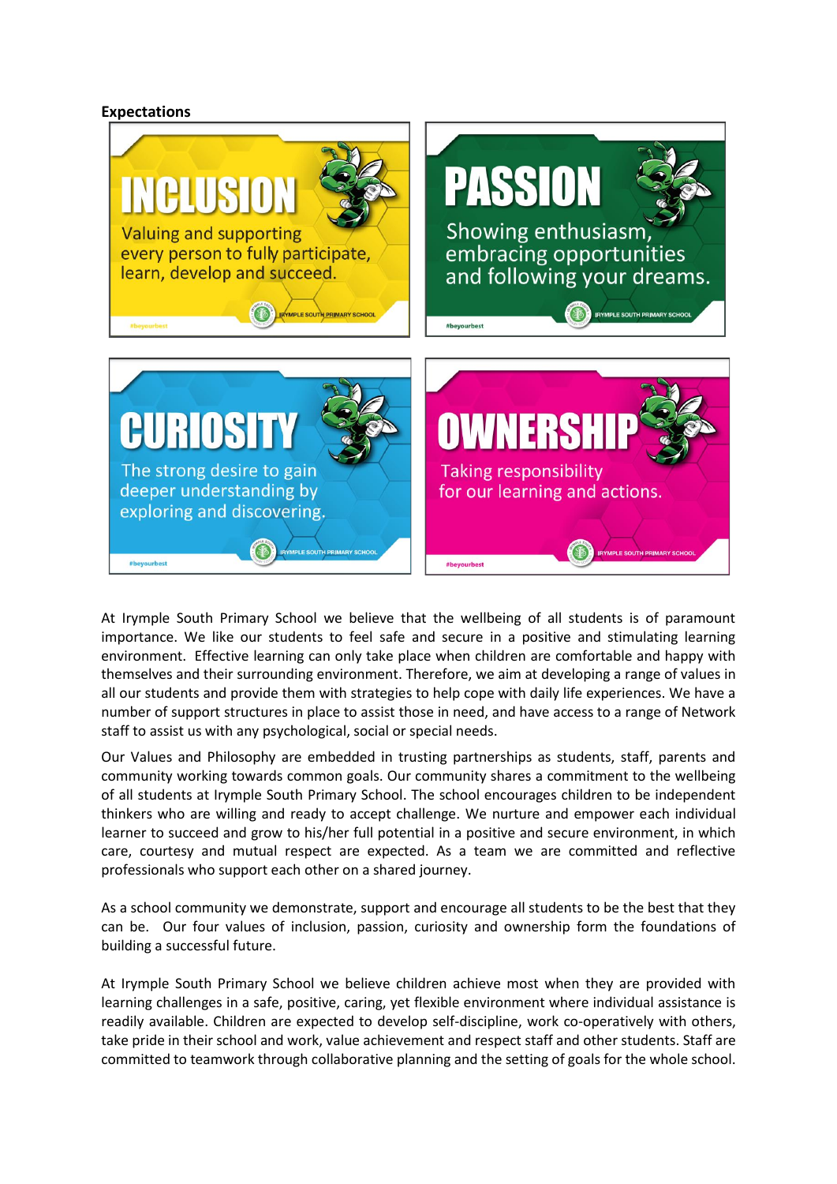**Expectations**

**INCLUSION**

Valuing and supporting every person to fully participate, learn, develop and succeed.

IRYMPLE SOUTH PRIMARY SCHOOL

#beyourbest

**PASSION**

Showing enthusiasm, embracing opportunities and following your dreams.

IRYMPLE SOUTH PRIMARY SCHOOL

#beyourbest

**CURIOSITY**

The strong desire to gain deeper understanding by exploring and discovering.

IRYMPLE SOUTH PRIMARY SCHOOL

#beyourbest

**OWNERSHIP**

Taking responsibility for our learning and actions.

IRYMPLE SOUTH PRIMARY SCHOOL

#beyourbest

At Irymple South Primary School we believe that the wellbeing of all students is of paramount importance. We like our students to feel safe and secure in a positive and stimulating learning environment. Effective learning can only take place when children are comfortable and happy with themselves and their surrounding environment. Therefore, we aim at developing a range of values in all our students and provide them with strategies to help cope with daily life experiences. We have a number of support structures in place to assist those in need, and have access to a range of Network staff to assist us with any psychological, social or special needs.

Our Values and Philosophy are embedded in trusting partnerships as students, staff, parents and community working towards common goals. Our community shares a commitment to the wellbeing of all students at Irymple South Primary School. The school encourages children to be independent thinkers who are willing and ready to accept challenge. We nurture and empower each individual learner to succeed and grow to his/her full potential in a positive and secure environment, in which care, courtesy and mutual respect are expected. As a team we are committed and reflective professionals who support each other on a shared journey.

As a school community we demonstrate, support and encourage all students to be the best that they can be. Our four values of inclusion, passion, curiosity and ownership form the foundations of building a successful future.

At Irymple South Primary School we believe children achieve most when they are provided with learning challenges in a safe, positive, caring, yet flexible environment where individual assistance is readily available. Children are expected to develop self-discipline, work co-operatively with others, take pride in their school and work, value achievement and respect staff and other students. Staff are committed to teamwork through collaborative planning and the setting of goals for the whole school.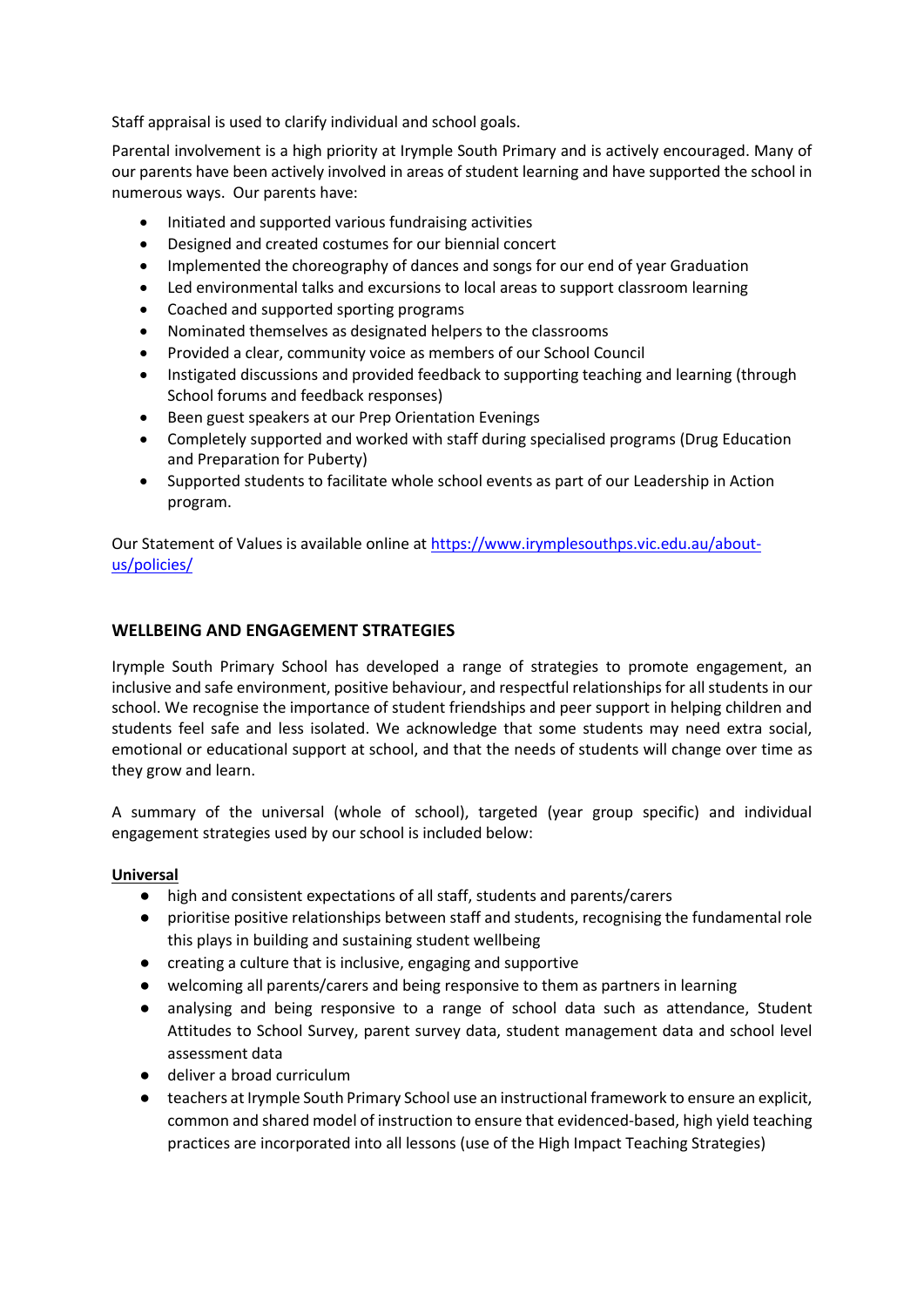Staff appraisal is used to clarify individual and school goals.

Parental involvement is a high priority at Irymple South Primary and is actively encouraged. Many of our parents have been actively involved in areas of student learning and have supported the school in numerous ways. Our parents have:

- Initiated and supported various fundraising activities
- Designed and created costumes for our biennial concert
- Implemented the choreography of dances and songs for our end of year Graduation
- Led environmental talks and excursions to local areas to support classroom learning
- Coached and supported sporting programs
- Nominated themselves as designated helpers to the classrooms
- Provided a clear, community voice as members of our School Council
- Instigated discussions and provided feedback to supporting teaching and learning (through School forums and feedback responses)
- Been guest speakers at our Prep Orientation Evenings
- Completely supported and worked with staff during specialised programs (Drug Education and Preparation for Puberty)
- Supported students to facilitate whole school events as part of our Leadership in Action program.

Our Statement of Values is available online at [https://www.irymplesouthps.vic.edu.au/about-us/policies/](https://www.irymplesouthps.vic.edu.au/about-us/policies/)

## WELLBEING AND ENGAGEMENT STRATEGIES

Irymple South Primary School has developed a range of strategies to promote engagement, an inclusive and safe environment, positive behaviour, and respectful relationships for all students in our school. We recognise the importance of student friendships and peer support in helping children and students feel safe and less isolated. We acknowledge that some students may need extra social, emotional or educational support at school, and that the needs of students will change over time as they grow and learn.

A summary of the universal (whole of school), targeted (year group specific) and individual engagement strategies used by our school is included below:

**Universal**

- high and consistent expectations of all staff, students and parents/carers
- prioritise positive relationships between staff and students, recognising the fundamental role this plays in building and sustaining student wellbeing
- creating a culture that is inclusive, engaging and supportive
- welcoming all parents/carers and being responsive to them as partners in learning
- analysing and being responsive to a range of school data such as attendance, Student Attitudes to School Survey, parent survey data, student management data and school level assessment data
- deliver a broad curriculum
- teachers at Irymple South Primary School use an instructional framework to ensure an explicit, common and shared model of instruction to ensure that evidenced-based, high yield teaching practices are incorporated into all lessons (use of the High Impact Teaching Strategies)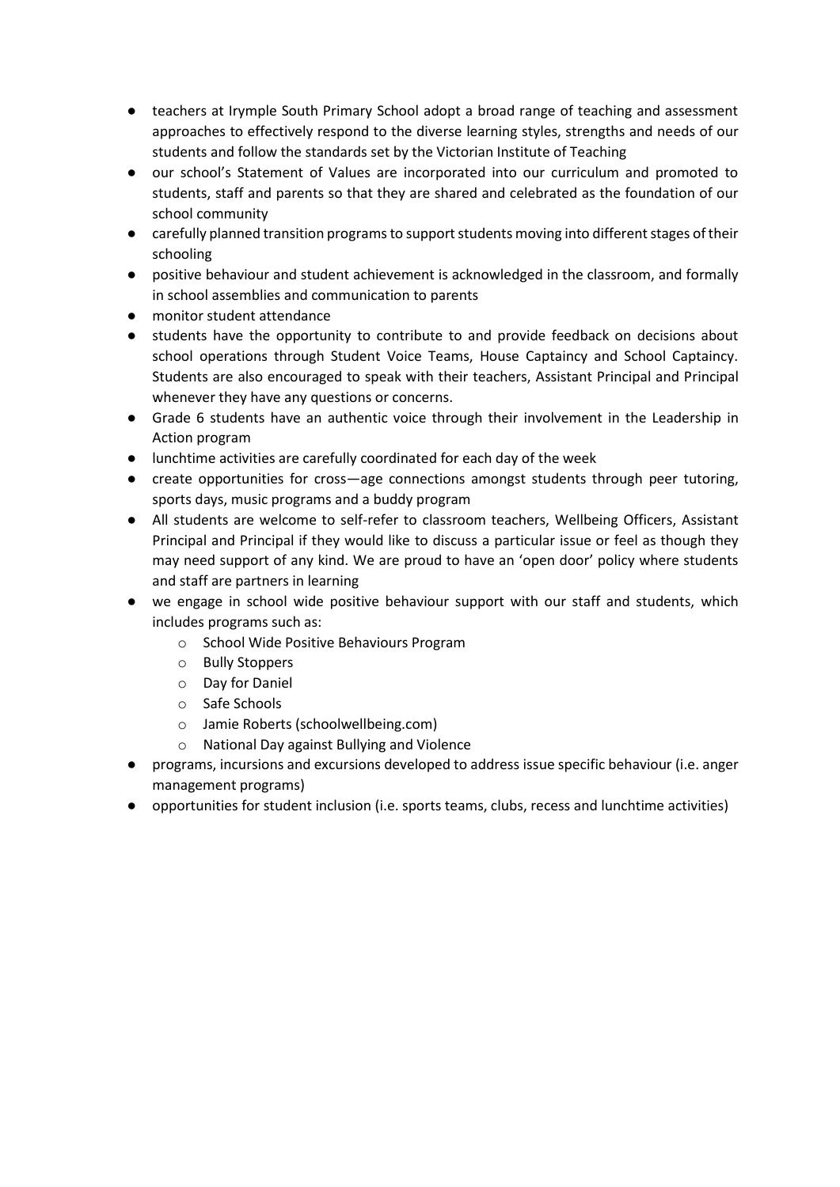- teachers at Irymple South Primary School adopt a broad range of teaching and assessment approaches to effectively respond to the diverse learning styles, strengths and needs of our students and follow the standards set by the Victorian Institute of Teaching
- our school's Statement of Values are incorporated into our curriculum and promoted to students, staff and parents so that they are shared and celebrated as the foundation of our school community
- carefully planned transition programs to support students moving into different stages of their schooling
- positive behaviour and student achievement is acknowledged in the classroom, and formally in school assemblies and communication to parents
- monitor student attendance
- students have the opportunity to contribute to and provide feedback on decisions about school operations through Student Voice Teams, House Captaincy and School Captaincy. Students are also encouraged to speak with their teachers, Assistant Principal and Principal whenever they have any questions or concerns.
- Grade 6 students have an authentic voice through their involvement in the Leadership in Action program
- lunchtime activities are carefully coordinated for each day of the week
- create opportunities for cross—age connections amongst students through peer tutoring, sports days, music programs and a buddy program
- All students are welcome to self-refer to classroom teachers, Wellbeing Officers, Assistant Principal and Principal if they would like to discuss a particular issue or feel as though they may need support of any kind. We are proud to have an 'open door' policy where students and staff are partners in learning
- we engage in school wide positive behaviour support with our staff and students, which includes programs such as:
    - School Wide Positive Behaviours Program
    - Bully Stoppers
    - Day for Daniel
    - Safe Schools
    - Jamie Roberts (schoolwellbeing.com)
    - National Day against Bullying and Violence
- programs, incursions and excursions developed to address issue specific behaviour (i.e. anger management programs)
- opportunities for student inclusion (i.e. sports teams, clubs, recess and lunchtime activities)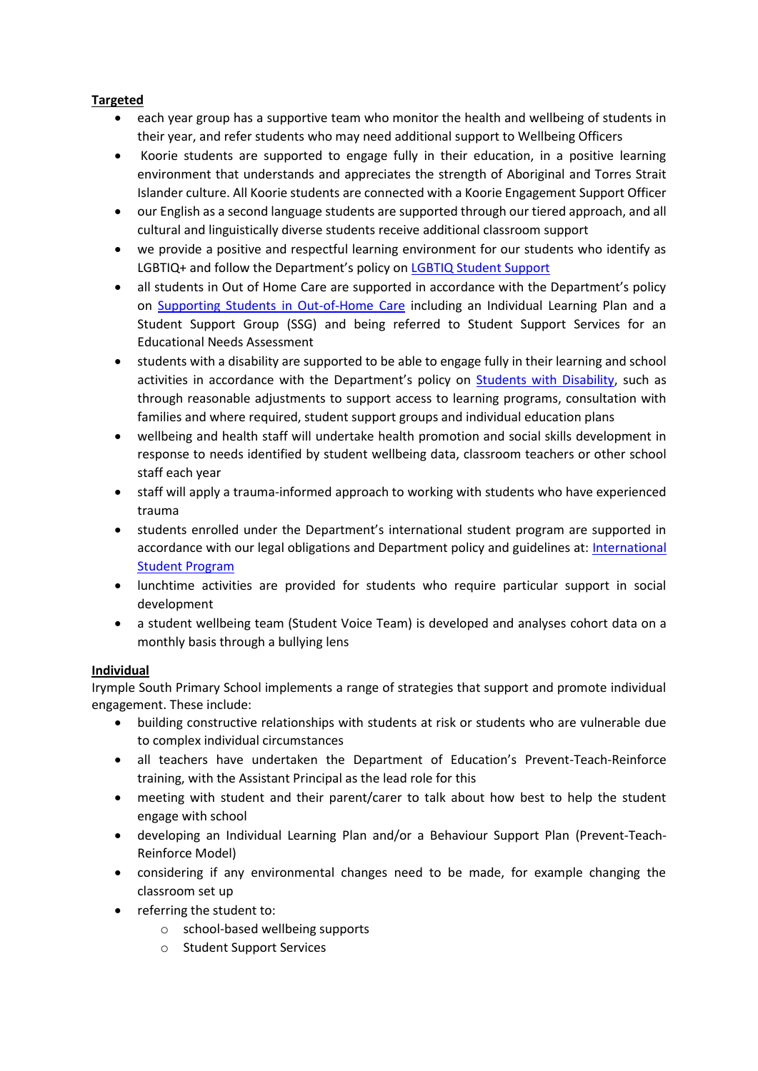**Targeted**

- each year group has a supportive team who monitor the health and wellbeing of students in their year, and refer students who may need additional support to Wellbeing Officers
- Koorie students are supported to engage fully in their education, in a positive learning environment that understands and appreciates the strength of Aboriginal and Torres Strait Islander culture. All Koorie students are connected with a Koorie Engagement Support Officer
- our English as a second language students are supported through our tiered approach, and all cultural and linguistically diverse students receive additional classroom support
- we provide a positive and respectful learning environment for our students who identify as LGBTIQ+ and follow the Department's policy on [LGBTIQ Student Support]
- all students in Out of Home Care are supported in accordance with the Department's policy on [Supporting Students in Out-of-Home Care] including an Individual Learning Plan and a Student Support Group (SSG) and being referred to Student Support Services for an Educational Needs Assessment
- students with a disability are supported to be able to engage fully in their learning and school activities in accordance with the Department's policy on [Students with Disability], such as through reasonable adjustments to support access to learning programs, consultation with families and where required, student support groups and individual education plans
- wellbeing and health staff will undertake health promotion and social skills development in response to needs identified by student wellbeing data, classroom teachers or other school staff each year
- staff will apply a trauma-informed approach to working with students who have experienced trauma
- students enrolled under the Department's international student program are supported in accordance with our legal obligations and Department policy and guidelines at: [International Student Program]
- lunchtime activities are provided for students who require particular support in social development
- a student wellbeing team (Student Voice Team) is developed and analyses cohort data on a monthly basis through a bullying lens

**Individual**

Irymple South Primary School implements a range of strategies that support and promote individual engagement. These include:

- building constructive relationships with students at risk or students who are vulnerable due to complex individual circumstances
- all teachers have undertaken the Department of Education's Prevent-Teach-Reinforce training, with the Assistant Principal as the lead role for this
- meeting with student and their parent/carer to talk about how best to help the student engage with school
- developing an Individual Learning Plan and/or a Behaviour Support Plan (Prevent-Teach-Reinforce Model)
- considering if any environmental changes need to be made, for example changing the classroom set up
- referring the student to:
    - school-based wellbeing supports
    - Student Support Services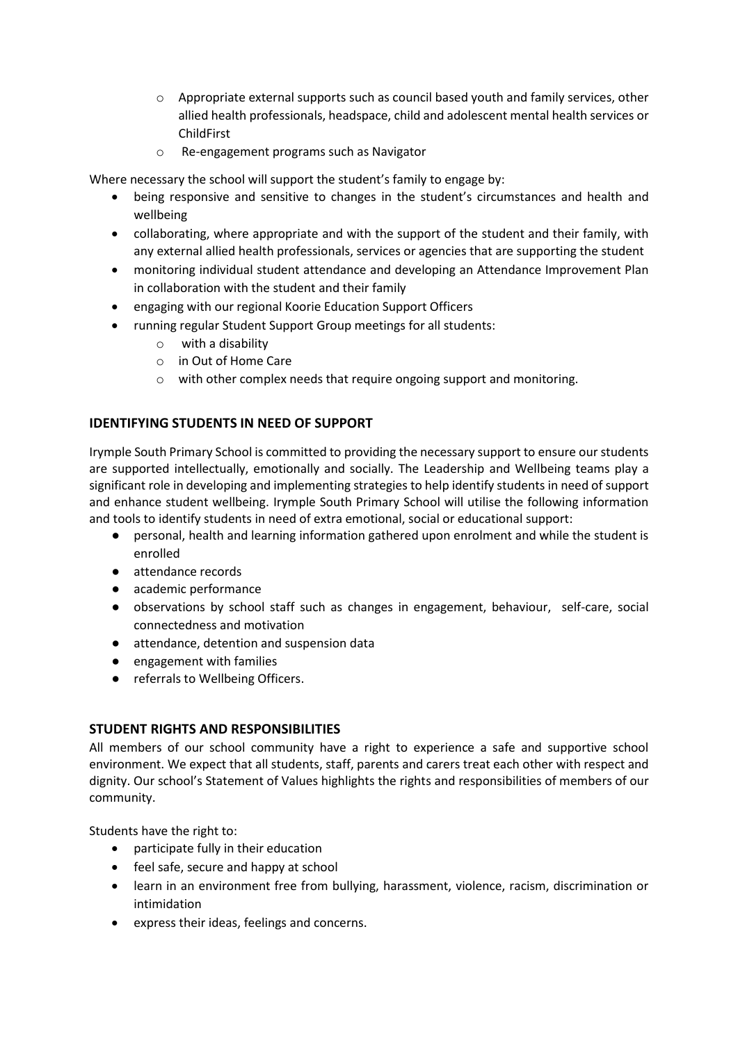- Appropriate external supports such as council based youth and family services, other allied health professionals, headspace, child and adolescent mental health services or ChildFirst
    - Re-engagement programs such as Navigator

Where necessary the school will support the student's family to engage by:

- being responsive and sensitive to changes in the student's circumstances and health and wellbeing
- collaborating, where appropriate and with the support of the student and their family, with any external allied health professionals, services or agencies that are supporting the student
- monitoring individual student attendance and developing an Attendance Improvement Plan in collaboration with the student and their family
- engaging with our regional Koorie Education Support Officers
- running regular Student Support Group meetings for all students:
    - with a disability
    - in Out of Home Care
    - with other complex needs that require ongoing support and monitoring.

## IDENTIFYING STUDENTS IN NEED OF SUPPORT

Irymple South Primary School is committed to providing the necessary support to ensure our students are supported intellectually, emotionally and socially. The Leadership and Wellbeing teams play a significant role in developing and implementing strategies to help identify students in need of support and enhance student wellbeing. Irymple South Primary School will utilise the following information and tools to identify students in need of extra emotional, social or educational support:

- personal, health and learning information gathered upon enrolment and while the student is enrolled
- attendance records
- academic performance
- observations by school staff such as changes in engagement, behaviour, self-care, social connectedness and motivation
- attendance, detention and suspension data
- engagement with families
- referrals to Wellbeing Officers.

## STUDENT RIGHTS AND RESPONSIBILITIES

All members of our school community have a right to experience a safe and supportive school environment. We expect that all students, staff, parents and carers treat each other with respect and dignity. Our school's Statement of Values highlights the rights and responsibilities of members of our community.

Students have the right to:

- participate fully in their education
- feel safe, secure and happy at school
- learn in an environment free from bullying, harassment, violence, racism, discrimination or intimidation
- express their ideas, feelings and concerns.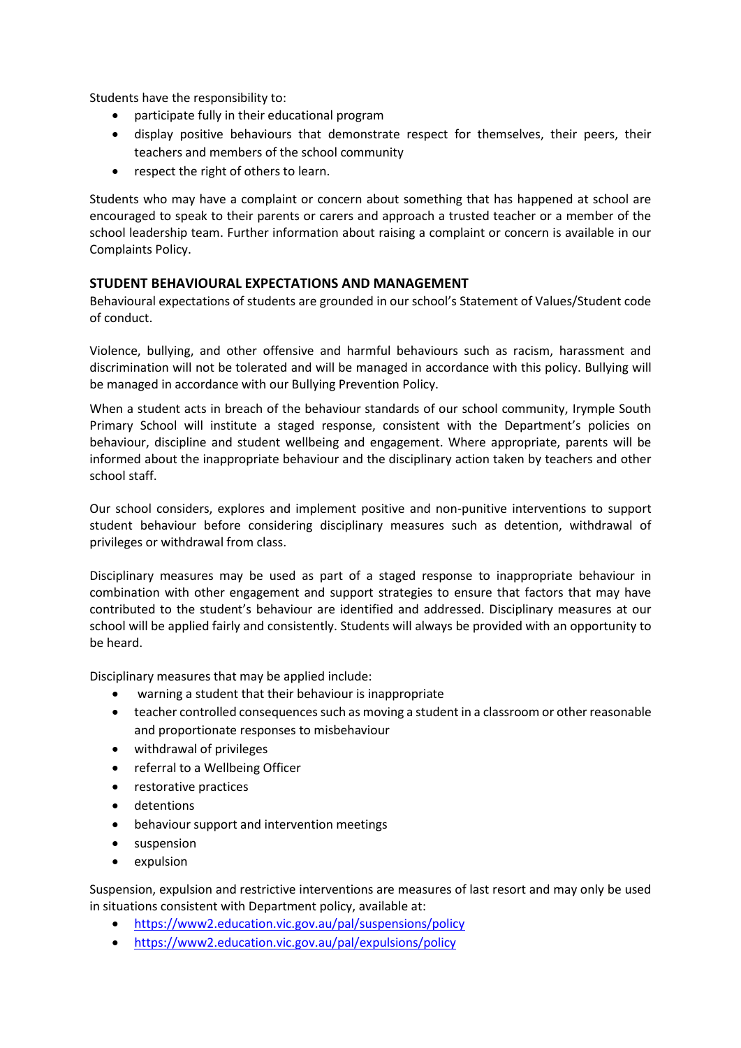Students have the responsibility to:

- participate fully in their educational program
- display positive behaviours that demonstrate respect for themselves, their peers, their teachers and members of the school community
- respect the right of others to learn.

Students who may have a complaint or concern about something that has happened at school are encouraged to speak to their parents or carers and approach a trusted teacher or a member of the school leadership team. Further information about raising a complaint or concern is available in our Complaints Policy.

## STUDENT BEHAVIOURAL EXPECTATIONS AND MANAGEMENT

Behavioural expectations of students are grounded in our school's Statement of Values/Student code of conduct.

Violence, bullying, and other offensive and harmful behaviours such as racism, harassment and discrimination will not be tolerated and will be managed in accordance with this policy. Bullying will be managed in accordance with our Bullying Prevention Policy.

When a student acts in breach of the behaviour standards of our school community, Irymple South Primary School will institute a staged response, consistent with the Department's policies on behaviour, discipline and student wellbeing and engagement. Where appropriate, parents will be informed about the inappropriate behaviour and the disciplinary action taken by teachers and other school staff.

Our school considers, explores and implement positive and non-punitive interventions to support student behaviour before considering disciplinary measures such as detention, withdrawal of privileges or withdrawal from class.

Disciplinary measures may be used as part of a staged response to inappropriate behaviour in combination with other engagement and support strategies to ensure that factors that may have contributed to the student's behaviour are identified and addressed. Disciplinary measures at our school will be applied fairly and consistently. Students will always be provided with an opportunity to be heard.

Disciplinary measures that may be applied include:

- warning a student that their behaviour is inappropriate
- teacher controlled consequences such as moving a student in a classroom or other reasonable and proportionate responses to misbehaviour
- withdrawal of privileges
- referral to a Wellbeing Officer
- restorative practices
- detentions
- behaviour support and intervention meetings
- suspension
- expulsion

Suspension, expulsion and restrictive interventions are measures of last resort and may only be used in situations consistent with Department policy, available at:

- https://www2.education.vic.gov.au/pal/suspensions/policy
- https://www2.education.vic.gov.au/pal/expulsions/policy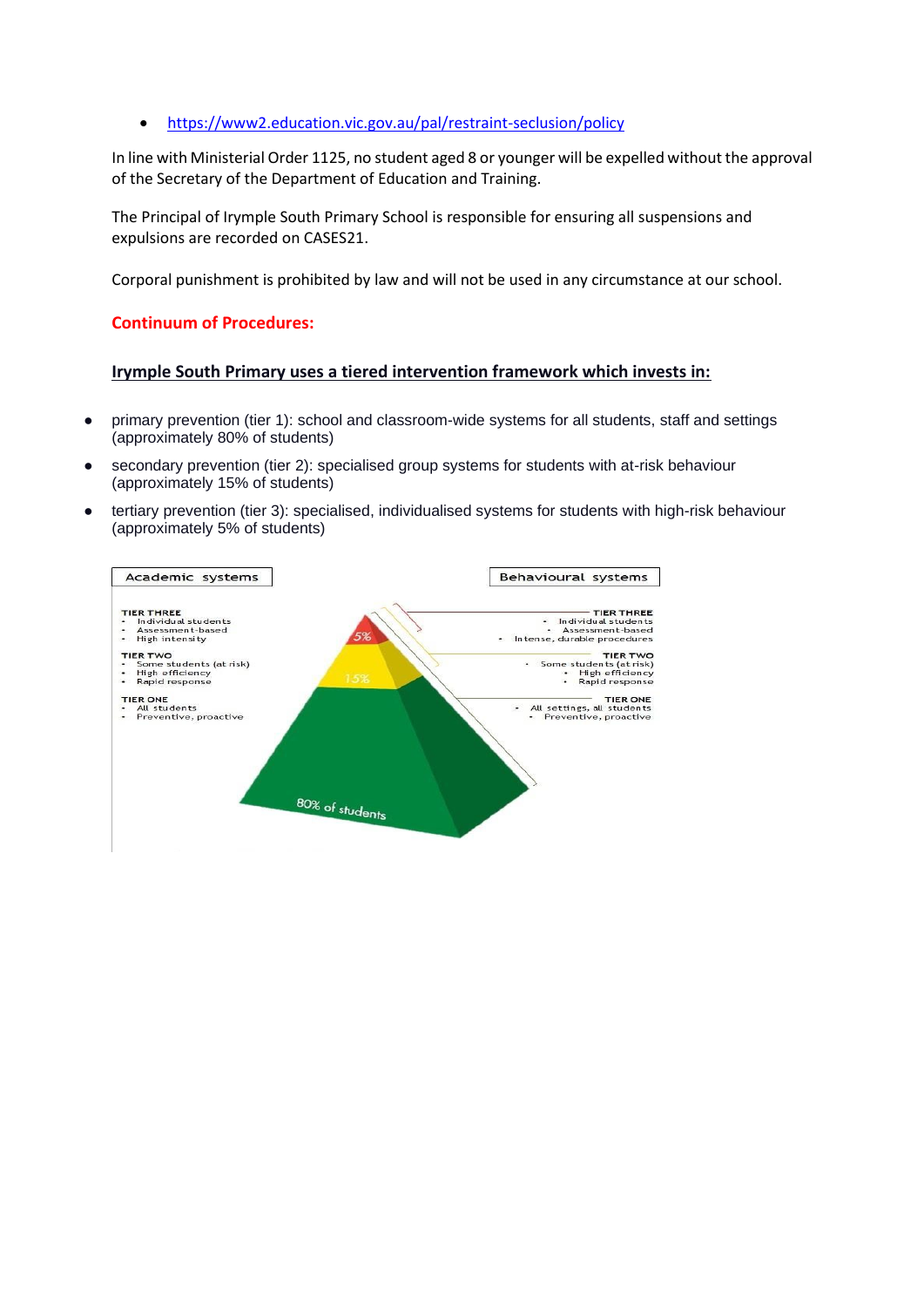- https://www2.education.vic.gov.au/pal/restraint-seclusion/policy

In line with Ministerial Order 1125, no student aged 8 or younger will be expelled without the approval of the Secretary of the Department of Education and Training.

The Principal of Irymple South Primary School is responsible for ensuring all suspensions and expulsions are recorded on CASES21.

Corporal punishment is prohibited by law and will not be used in any circumstance at our school.

## Continuum of Procedures:

**Irymple South Primary uses a tiered intervention framework which invests in:**

- primary prevention (tier 1): school and classroom-wide systems for all students, staff and settings (approximately 80% of students)
- secondary prevention (tier 2): specialised group systems for students with at-risk behaviour (approximately 15% of students)
- tertiary prevention (tier 3): specialised, individualised systems for students with high-risk behaviour (approximately 5% of students)

Academic systems

TIER THREE
- Individual students
- Assessment-based
- High intensity

TIER TWO
- Some students (at risk)
- High efficiency
- Rapid response

TIER ONE
- All students
- Preventive, proactive

Behavioural systems

TIER THREE
- Individual students
- Assessment-based
- Intense, durable procedures

TIER TWO
- Some students (at risk)
- High efficiency
- Rapid response

TIER ONE
- All settings, all students
- Preventive, proactive

5%

15%

80% of students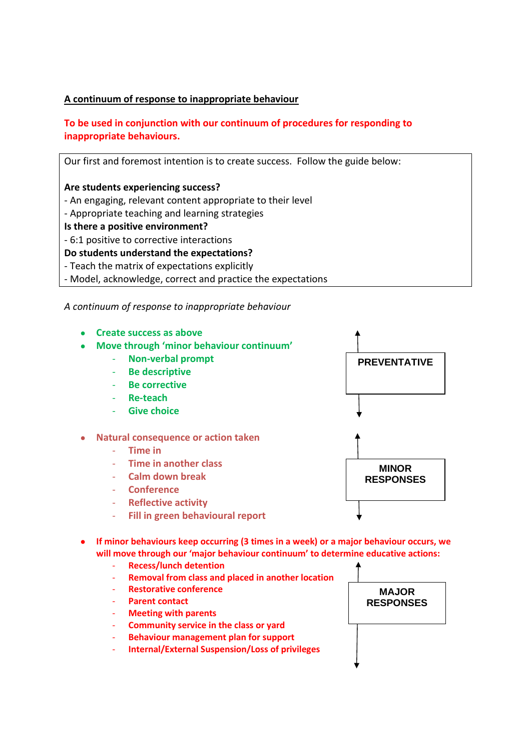<u>**A continuum of response to inappropriate behaviour**</u>

**To be used in conjunction with our continuum of procedures for responding to inappropriate behaviours.**

Our first and foremost intention is to create success. Follow the guide below:

**Are students experiencing success?**
- An engaging, relevant content appropriate to their level
- Appropriate teaching and learning strategies

**Is there a positive environment?**
- 6:1 positive to corrective interactions

**Do students understand the expectations?**
- Teach the matrix of expectations explicitly
- Model, acknowledge, correct and practice the expectations

*A continuum of response to inappropriate behaviour*

**PREVENTATIVE**

- **Create success as above**
- **Move through 'minor behaviour continuum'**
  - **Non-verbal prompt**
  - **Be descriptive**
  - **Be corrective**
  - **Re-teach**
  - **Give choice**

**MINOR RESPONSES**

- **Natural consequence or action taken**
  - **Time in**
  - **Time in another class**
  - **Calm down break**
  - **Conference**
  - **Reflective activity**
  - **Fill in green behavioural report**

**MAJOR RESPONSES**

- **If minor behaviours keep occurring (3 times in a week) or a major behaviour occurs, we will move through our 'major behaviour continuum' to determine educative actions:**
  - **Recess/lunch detention**
  - **Removal from class and placed in another location**
  - **Restorative conference**
  - **Parent contact**
  - **Meeting with parents**
  - **Community service in the class or yard**
  - **Behaviour management plan for support**
  - **Internal/External Suspension/Loss of privileges**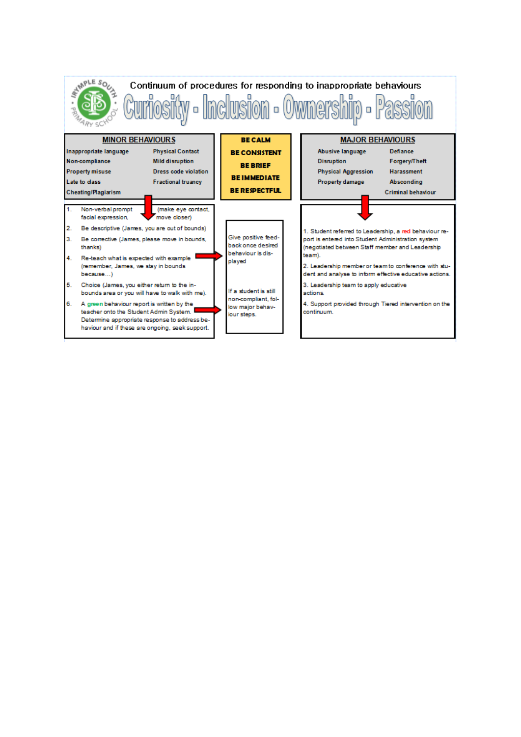# Continuum of procedures for responding to inappropriate behaviours

## Curiosity - Inclusion - Ownership - Passion

### MINOR BEHAVIOURS

| | |
|---|---|
| Inappropriate language | Physical Contact |
| Non-compliance | Mild disruption |
| Property misuse | Dress code violation |
| Late to class | Fractional truancy |
| Cheating/Plagiarism | |

1. Non-verbal prompt (make eye contact, facial expression, move closer)
2. Be descriptive (James, you are out of bounds)
3. Be corrective (James, please move in bounds, thanks)
4. Re-teach what is expected with example (remember, James, we stay in bounds because…)
5. Choice (James, you either return to the in-bounds area or you will have to walk with me).
6. A green behaviour report is written by the teacher onto the Student Admin System. Determine appropriate response to address behaviour and if these are ongoing, seek support.

**BE CALM**

**BE CONSISTENT**

**BE BRIEF**

**BE IMMEDIATE**

**BE RESPECTFUL**

Give positive feedback once desired behaviour is displayed

If a student is still non-compliant, follow major behaviour steps.

### MAJOR BEHAVIOURS

| | |
|---|---|
| Abusive language | Defiance |
| Disruption | Forgery/Theft |
| Physical Aggression | Harassment |
| Property damage | Absconding |
| | Criminal behaviour |

1. Student referred to Leadership, a red behaviour report is entered into Student Administration system (negotiated between Staff member and Leadership team).
2. Leadership member or team to conference with student and analyse to inform effective educative actions.
3. Leadership team to apply educative actions.
4. Support provided through Tiered intervention on the continuum.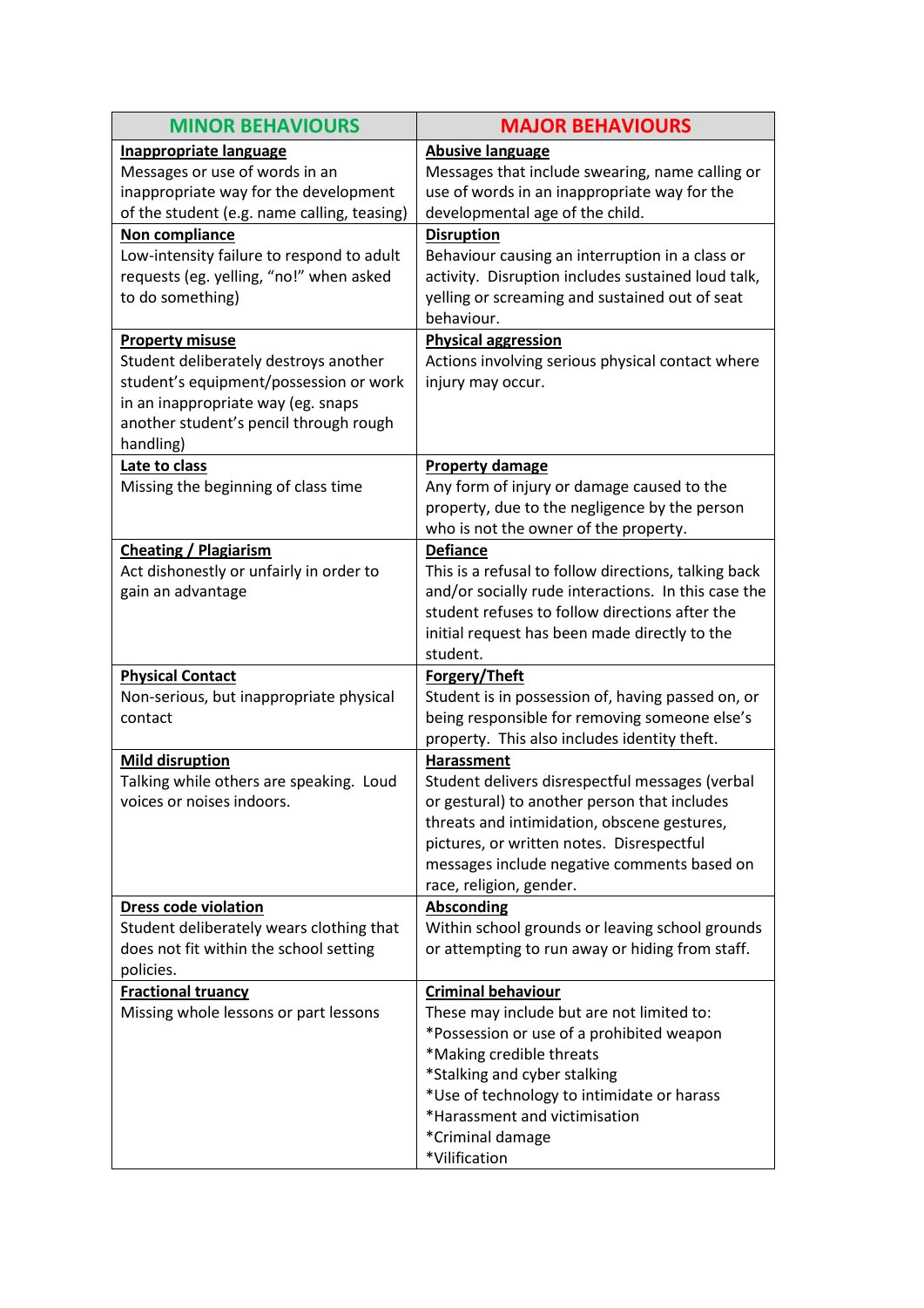| MINOR BEHAVIOURS | MAJOR BEHAVIOURS |
|---|---|
| **Inappropriate language**<br>Messages or use of words in an inappropriate way for the development of the student (e.g. name calling, teasing) | **Abusive language**<br>Messages that include swearing, name calling or use of words in an inappropriate way for the developmental age of the child. |
| **Non compliance**<br>Low-intensity failure to respond to adult requests (eg. yelling, "no!" when asked to do something) | **Disruption**<br>Behaviour causing an interruption in a class or activity. Disruption includes sustained loud talk, yelling or screaming and sustained out of seat behaviour. |
| **Property misuse**<br>Student deliberately destroys another student's equipment/possession or work in an inappropriate way (eg. snaps another student's pencil through rough handling) | **Physical aggression**<br>Actions involving serious physical contact where injury may occur. |
| **Late to class**<br>Missing the beginning of class time | **Property damage**<br>Any form of injury or damage caused to the property, due to the negligence by the person who is not the owner of the property. |
| **Cheating / Plagiarism**<br>Act dishonestly or unfairly in order to gain an advantage | **Defiance**<br>This is a refusal to follow directions, talking back and/or socially rude interactions. In this case the student refuses to follow directions after the initial request has been made directly to the student. |
| **Physical Contact**<br>Non-serious, but inappropriate physical contact | **Forgery/Theft**<br>Student is in possession of, having passed on, or being responsible for removing someone else's property. This also includes identity theft. |
| **Mild disruption**<br>Talking while others are speaking. Loud voices or noises indoors. | **Harassment**<br>Student delivers disrespectful messages (verbal or gestural) to another person that includes threats and intimidation, obscene gestures, pictures, or written notes. Disrespectful messages include negative comments based on race, religion, gender. |
| **Dress code violation**<br>Student deliberately wears clothing that does not fit within the school setting policies. | **Absconding**<br>Within school grounds or leaving school grounds or attempting to run away or hiding from staff. |
| **Fractional truancy**<br>Missing whole lessons or part lessons | **Criminal behaviour**<br>These may include but are not limited to:<br>*Possession or use of a prohibited weapon<br>*Making credible threats<br>*Stalking and cyber stalking<br>*Use of technology to intimidate or harass<br>*Harassment and victimisation<br>*Criminal damage<br>*Vilification |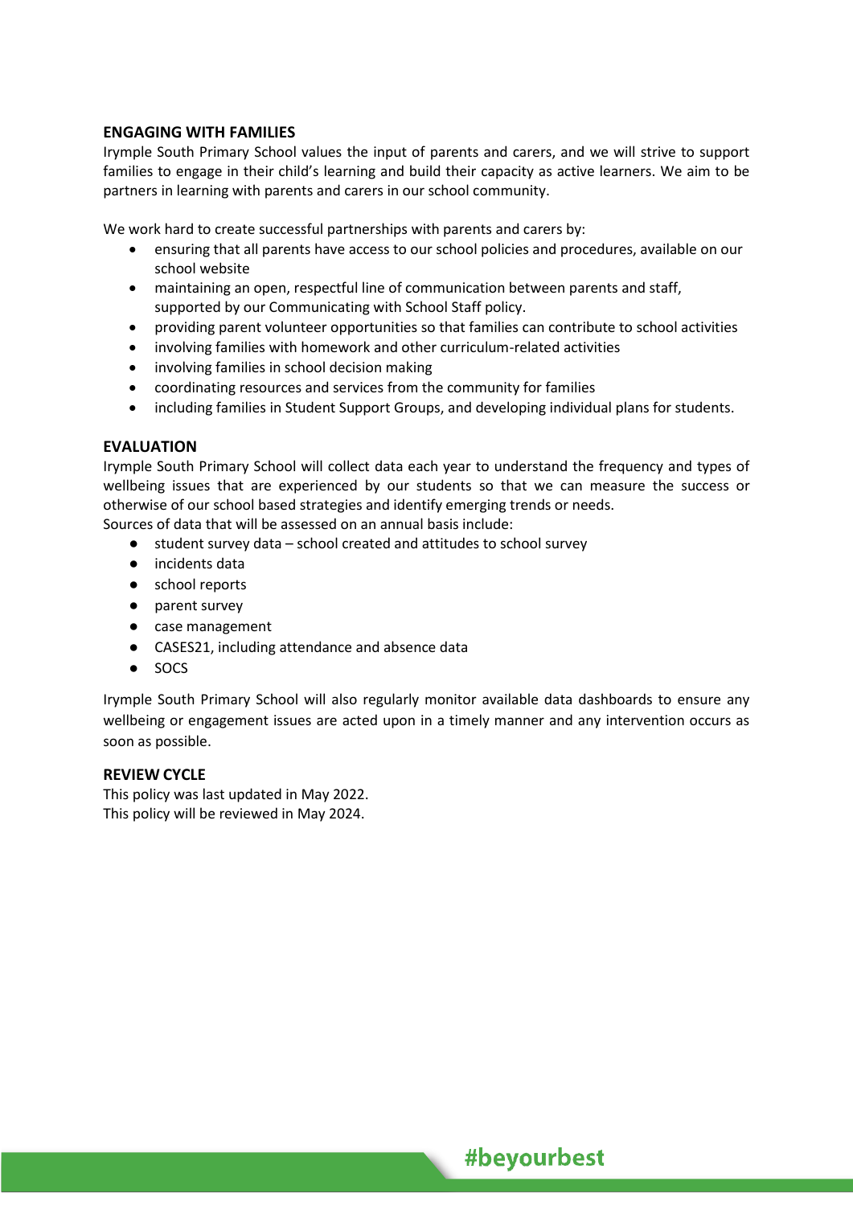## ENGAGING WITH FAMILIES

Irymple South Primary School values the input of parents and carers, and we will strive to support families to engage in their child's learning and build their capacity as active learners. We aim to be partners in learning with parents and carers in our school community.

We work hard to create successful partnerships with parents and carers by:

- ensuring that all parents have access to our school policies and procedures, available on our school website
- maintaining an open, respectful line of communication between parents and staff, supported by our Communicating with School Staff policy.
- providing parent volunteer opportunities so that families can contribute to school activities
- involving families with homework and other curriculum-related activities
- involving families in school decision making
- coordinating resources and services from the community for families
- including families in Student Support Groups, and developing individual plans for students.

## EVALUATION

Irymple South Primary School will collect data each year to understand the frequency and types of wellbeing issues that are experienced by our students so that we can measure the success or otherwise of our school based strategies and identify emerging trends or needs.
Sources of data that will be assessed on an annual basis include:

- student survey data – school created and attitudes to school survey
- incidents data
- school reports
- parent survey
- case management
- CASES21, including attendance and absence data
- SOCS

Irymple South Primary School will also regularly monitor available data dashboards to ensure any wellbeing or engagement issues are acted upon in a timely manner and any intervention occurs as soon as possible.

## REVIEW CYCLE

This policy was last updated in May 2022.
This policy will be reviewed in May 2024.

#beyourbest